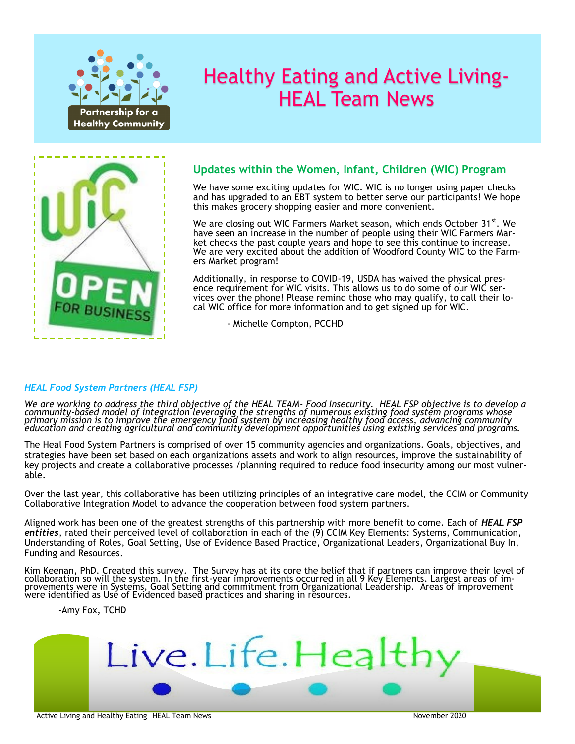# Healthy Eating and Active Living- HEAL Team News

## Updates within the Women, Infant, Children (WIC) Program

We have some exciting updates for WIC. WIC is no longer using paper checks and has upgraded to an EBT system to better serve our participants! We hope this makes grocery shopping easier and more convenient.

We are closing out WIC Farmers Market season, which ends October 31st. We have seen an increase in the number of people using their WIC Farmers Market checks the past couple years and hope to see this continue to increase. We are very excited about the addition of Woodford County WIC to the Farmers Market program!

Additionally, in response to COVID-19, USDA has waived the physical presence requirement for WIC visits. This allows us to do some of our WIC services over the phone! Please remind those who may qualify, to call their local WIC office for more information and to get signed up for WIC.

- Michelle Compton, PCCHD

### *HEAL Food System Partners (HEAL FSP)*

*We are working to address the third objective of the HEAL TEAM- Food Insecurity. HEAL FSP objective is to develop a community-based model of integration leveraging the strengths of numerous existing food system programs whose primary mission is to improve the emergency food system by increasing healthy food access, advancing community education and creating agricultural and community development opportunities using existing services and programs.*

The Heal Food System Partners is comprised of over 15 community agencies and organizations. Goals, objectives, and strategies have been set based on each organizations assets and work to align resources, improve the sustainability of key projects and create a collaborative processes /planning required to reduce food insecurity among our most vulnerable.

Over the last year, this collaborative has been utilizing principles of an integrative care model, the CCIM or Community Collaborative Integration Model to advance the cooperation between food system partners.

Aligned work has been one of the greatest strengths of this partnership with more benefit to come. Each of ***HEAL FSP entities***, rated their perceived level of collaboration in each of the (9) CCIM Key Elements: Systems, Communication, Understanding of Roles, Goal Setting, Use of Evidence Based Practice, Organizational Leaders, Organizational Buy In, Funding and Resources.

Kim Keenan, PhD. Created this survey. The Survey has at its core the belief that if partners can improve their level of collaboration so will the system. In the first-year improvements occurred in all 9 Key Elements. Largest areas of improvements were in Systems, Goal Setting and commitment from Organizational Leadership. Areas of improvement were identified as Use of Evidenced based practices and sharing in resources.

-Amy Fox, TCHD

Live.Life.Healthy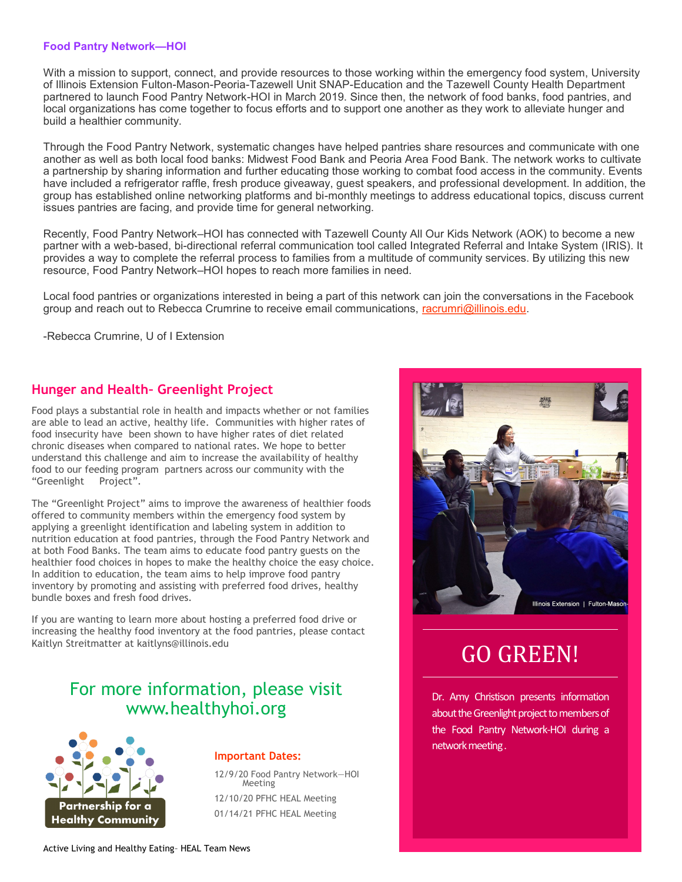## Food Pantry Network—HOI

With a mission to support, connect, and provide resources to those working within the emergency food system, University of Illinois Extension Fulton-Mason-Peoria-Tazewell Unit SNAP-Education and the Tazewell County Health Department partnered to launch Food Pantry Network-HOI in March 2019. Since then, the network of food banks, food pantries, and local organizations has come together to focus efforts and to support one another as they work to alleviate hunger and build a healthier community.

Through the Food Pantry Network, systematic changes have helped pantries share resources and communicate with one another as well as both local food banks: Midwest Food Bank and Peoria Area Food Bank. The network works to cultivate a partnership by sharing information and further educating those working to combat food access in the community. Events have included a refrigerator raffle, fresh produce giveaway, guest speakers, and professional development. In addition, the group has established online networking platforms and bi-monthly meetings to address educational topics, discuss current issues pantries are facing, and provide time for general networking.

Recently, Food Pantry Network–HOI has connected with Tazewell County All Our Kids Network (AOK) to become a new partner with a web-based, bi-directional referral communication tool called Integrated Referral and Intake System (IRIS). It provides a way to complete the referral process to families from a multitude of community services. By utilizing this new resource, Food Pantry Network–HOI hopes to reach more families in need.

Local food pantries or organizations interested in being a part of this network can join the conversations in the Facebook group and reach out to Rebecca Crumrine to receive email communications, racrumri@illinois.edu.

-Rebecca Crumrine, U of I Extension

## Hunger and Health- Greenlight Project

Food plays a substantial role in health and impacts whether or not families are able to lead an active, healthy life. Communities with higher rates of food insecurity have been shown to have higher rates of diet related chronic diseases when compared to national rates. We hope to better understand this challenge and aim to increase the availability of healthy food to our feeding program partners across our community with the "Greenlight Project".

The "Greenlight Project" aims to improve the awareness of healthier foods offered to community members within the emergency food system by applying a greenlight identification and labeling system in addition to nutrition education at food pantries, through the Food Pantry Network and at both Food Banks. The team aims to educate food pantry guests on the healthier food choices in hopes to make the healthy choice the easy choice. In addition to education, the team aims to help improve food pantry inventory by promoting and assisting with preferred food drives, healthy bundle boxes and fresh food drives.

If you are wanting to learn more about hosting a preferred food drive or increasing the healthy food inventory at the food pantries, please contact Kaitlyn Streitmatter at kaitlyns@illinois.edu

## GO GREEN!

Dr. Amy Christison presents information about the Greenlight project to members of the Food Pantry Network-HOI during a network meeting.

### For more information, please visit www.healthyhoi.org

Partnership for a Healthy Community

### Important Dates:

12/9/20 Food Pantry Network—HOI Meeting

12/10/20 PFHC HEAL Meeting

01/14/21 PFHC HEAL Meeting

Active Living and Healthy Eating– HEAL Team News